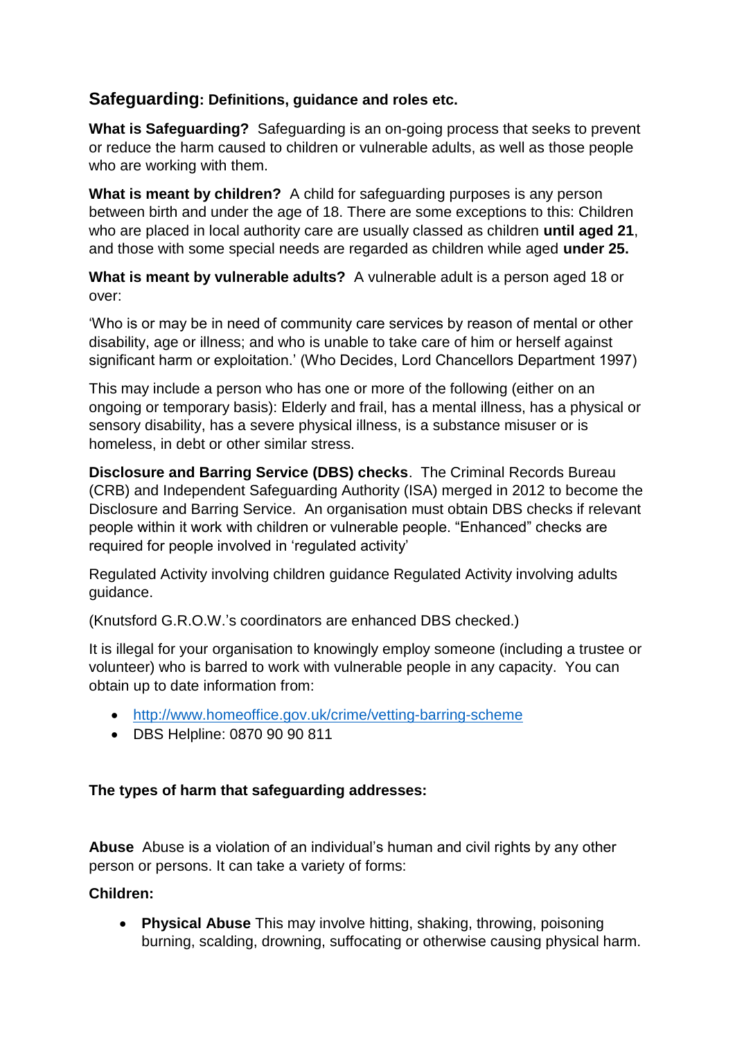## Safeguarding: Definitions, guidance and roles etc.

**What is Safeguarding?** Safeguarding is an on-going process that seeks to prevent or reduce the harm caused to children or vulnerable adults, as well as those people who are working with them.

**What is meant by children?** A child for safeguarding purposes is any person between birth and under the age of 18. There are some exceptions to this: Children who are placed in local authority care are usually classed as children **until aged 21**, and those with some special needs are regarded as children while aged **under 25.**

**What is meant by vulnerable adults?** A vulnerable adult is a person aged 18 or over:

'Who is or may be in need of community care services by reason of mental or other disability, age or illness; and who is unable to take care of him or herself against significant harm or exploitation.' (Who Decides, Lord Chancellors Department 1997)

This may include a person who has one or more of the following (either on an ongoing or temporary basis): Elderly and frail, has a mental illness, has a physical or sensory disability, has a severe physical illness, is a substance misuser or is homeless, in debt or other similar stress.

**Disclosure and Barring Service (DBS) checks**. The Criminal Records Bureau (CRB) and Independent Safeguarding Authority (ISA) merged in 2012 to become the Disclosure and Barring Service. An organisation must obtain DBS checks if relevant people within it work with children or vulnerable people. "Enhanced" checks are required for people involved in 'regulated activity'

Regulated Activity involving children guidance Regulated Activity involving adults guidance.

(Knutsford G.R.O.W.'s coordinators are enhanced DBS checked.)

It is illegal for your organisation to knowingly employ someone (including a trustee or volunteer) who is barred to work with vulnerable people in any capacity. You can obtain up to date information from:

- http://www.homeoffice.gov.uk/crime/vetting-barring-scheme
- DBS Helpline: 0870 90 90 811

**The types of harm that safeguarding addresses:**

**Abuse** Abuse is a violation of an individual's human and civil rights by any other person or persons. It can take a variety of forms:

**Children:**

- **Physical Abuse** This may involve hitting, shaking, throwing, poisoning burning, scalding, drowning, suffocating or otherwise causing physical harm.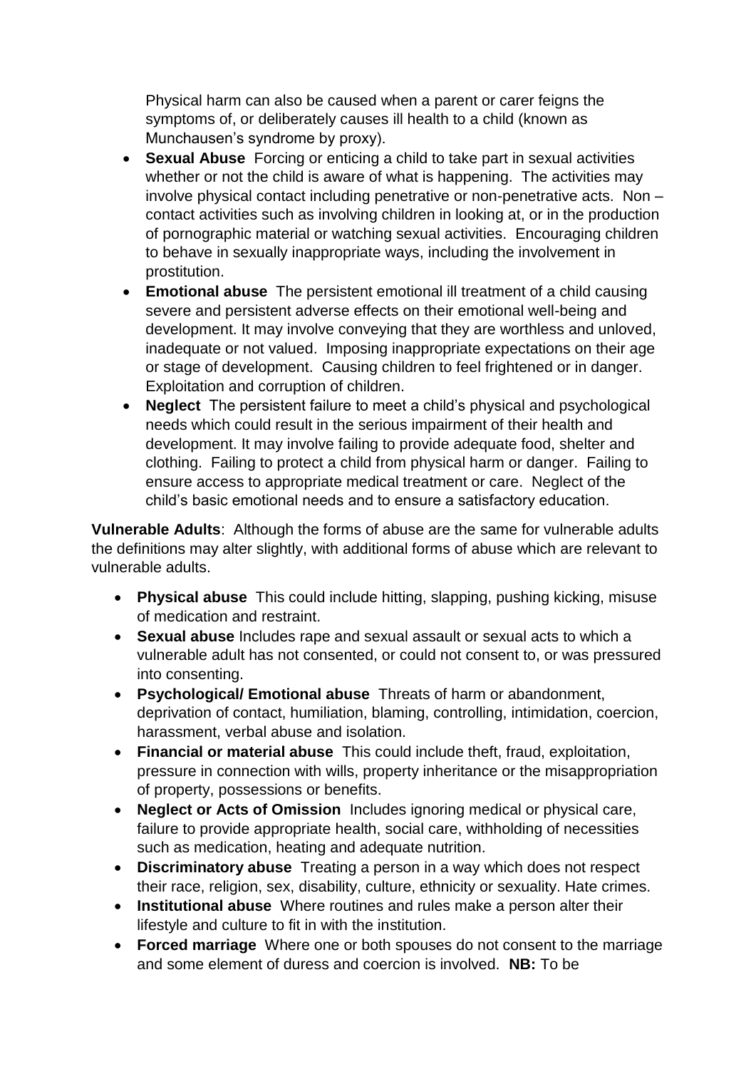Physical harm can also be caused when a parent or carer feigns the symptoms of, or deliberately causes ill health to a child (known as Munchausen's syndrome by proxy).

- **Sexual Abuse** Forcing or enticing a child to take part in sexual activities whether or not the child is aware of what is happening. The activities may involve physical contact including penetrative or non-penetrative acts. Non – contact activities such as involving children in looking at, or in the production of pornographic material or watching sexual activities. Encouraging children to behave in sexually inappropriate ways, including the involvement in prostitution.
- **Emotional abuse** The persistent emotional ill treatment of a child causing severe and persistent adverse effects on their emotional well-being and development. It may involve conveying that they are worthless and unloved, inadequate or not valued. Imposing inappropriate expectations on their age or stage of development. Causing children to feel frightened or in danger. Exploitation and corruption of children.
- **Neglect** The persistent failure to meet a child's physical and psychological needs which could result in the serious impairment of their health and development. It may involve failing to provide adequate food, shelter and clothing. Failing to protect a child from physical harm or danger. Failing to ensure access to appropriate medical treatment or care. Neglect of the child's basic emotional needs and to ensure a satisfactory education.

**Vulnerable Adults**: Although the forms of abuse are the same for vulnerable adults the definitions may alter slightly, with additional forms of abuse which are relevant to vulnerable adults.

- **Physical abuse** This could include hitting, slapping, pushing kicking, misuse of medication and restraint.
- **Sexual abuse** Includes rape and sexual assault or sexual acts to which a vulnerable adult has not consented, or could not consent to, or was pressured into consenting.
- **Psychological/ Emotional abuse** Threats of harm or abandonment, deprivation of contact, humiliation, blaming, controlling, intimidation, coercion, harassment, verbal abuse and isolation.
- **Financial or material abuse** This could include theft, fraud, exploitation, pressure in connection with wills, property inheritance or the misappropriation of property, possessions or benefits.
- **Neglect or Acts of Omission** Includes ignoring medical or physical care, failure to provide appropriate health, social care, withholding of necessities such as medication, heating and adequate nutrition.
- **Discriminatory abuse** Treating a person in a way which does not respect their race, religion, sex, disability, culture, ethnicity or sexuality. Hate crimes.
- **Institutional abuse** Where routines and rules make a person alter their lifestyle and culture to fit in with the institution.
- **Forced marriage** Where one or both spouses do not consent to the marriage and some element of duress and coercion is involved. **NB:** To be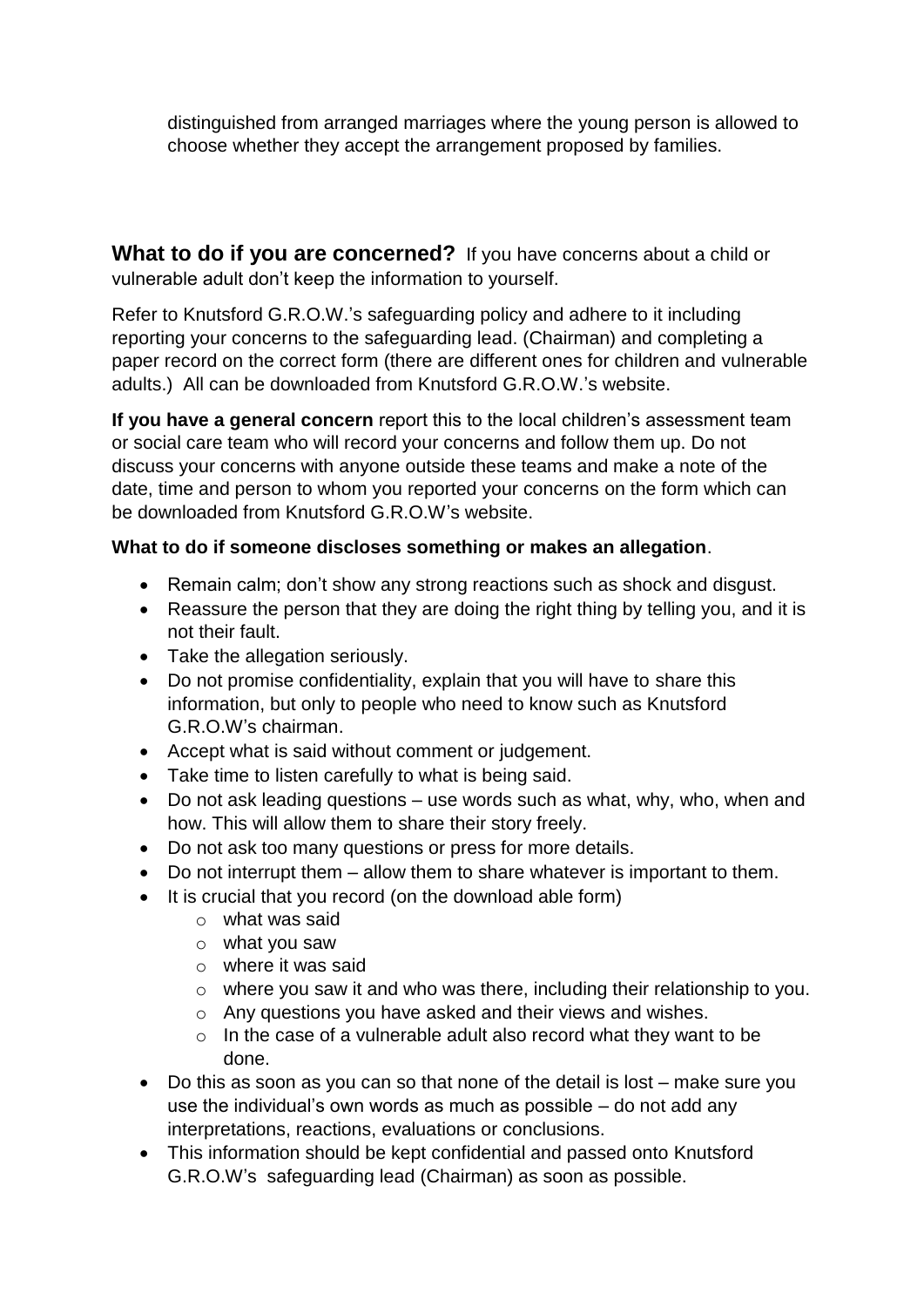distinguished from arranged marriages where the young person is allowed to choose whether they accept the arrangement proposed by families.

**What to do if you are concerned?** If you have concerns about a child or vulnerable adult don't keep the information to yourself.

Refer to Knutsford G.R.O.W.'s safeguarding policy and adhere to it including reporting your concerns to the safeguarding lead. (Chairman) and completing a paper record on the correct form (there are different ones for children and vulnerable adults.) All can be downloaded from Knutsford G.R.O.W.'s website.

**If you have a general concern** report this to the local children's assessment team or social care team who will record your concerns and follow them up. Do not discuss your concerns with anyone outside these teams and make a note of the date, time and person to whom you reported your concerns on the form which can be downloaded from Knutsford G.R.O.W's website.

**What to do if someone discloses something or makes an allegation**.

- Remain calm; don't show any strong reactions such as shock and disgust.
- Reassure the person that they are doing the right thing by telling you, and it is not their fault.
- Take the allegation seriously.
- Do not promise confidentiality, explain that you will have to share this information, but only to people who need to know such as Knutsford G.R.O.W's chairman.
- Accept what is said without comment or judgement.
- Take time to listen carefully to what is being said.
- Do not ask leading questions – use words such as what, why, who, when and how. This will allow them to share their story freely.
- Do not ask too many questions or press for more details.
- Do not interrupt them – allow them to share whatever is important to them.
- It is crucial that you record (on the download able form)
  - what was said
  - what you saw
  - where it was said
  - where you saw it and who was there, including their relationship to you.
  - Any questions you have asked and their views and wishes.
  - In the case of a vulnerable adult also record what they want to be done.
- Do this as soon as you can so that none of the detail is lost – make sure you use the individual's own words as much as possible – do not add any interpretations, reactions, evaluations or conclusions.
- This information should be kept confidential and passed onto Knutsford G.R.O.W's safeguarding lead (Chairman) as soon as possible.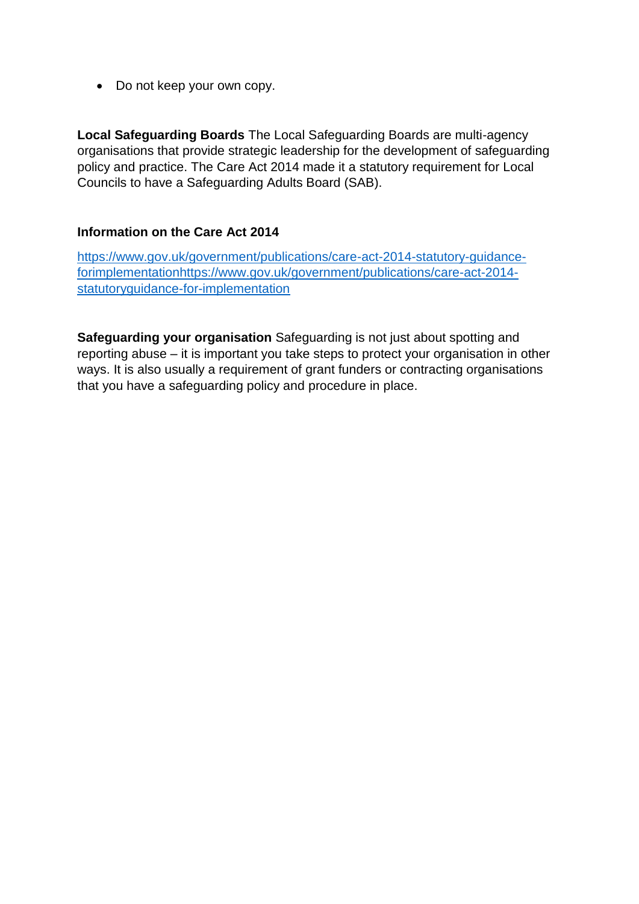- Do not keep your own copy.

**Local Safeguarding Boards** The Local Safeguarding Boards are multi-agency organisations that provide strategic leadership for the development of safeguarding policy and practice. The Care Act 2014 made it a statutory requirement for Local Councils to have a Safeguarding Adults Board (SAB).

**Information on the Care Act 2014**

https://www.gov.uk/government/publications/care-act-2014-statutory-guidance-forimplementationhttps://www.gov.uk/government/publications/care-act-2014-statutoryguidance-for-implementation

**Safeguarding your organisation** Safeguarding is not just about spotting and reporting abuse – it is important you take steps to protect your organisation in other ways. It is also usually a requirement of grant funders or contracting organisations that you have a safeguarding policy and procedure in place.